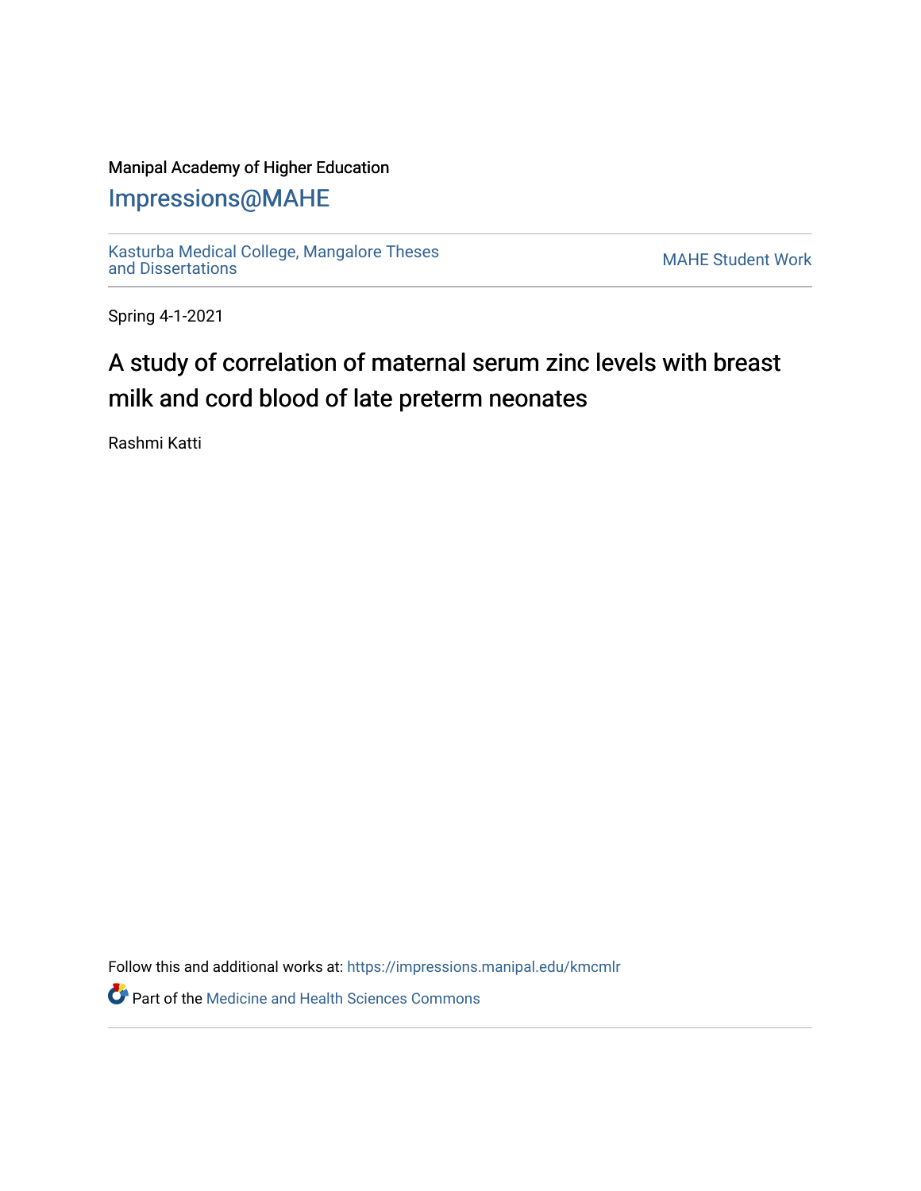Manipal Academy of Higher Education

# Impressions@MAHE

Kasturba Medical College, Mangalore Theses and Dissertations | MAHE Student Work

Spring 4-1-2021

# A study of correlation of maternal serum zinc levels with breast milk and cord blood of late preterm neonates

Rashmi Katti

Follow this and additional works at: https://impressions.manipal.edu/kmcmlr

Part of the Medicine and Health Sciences Commons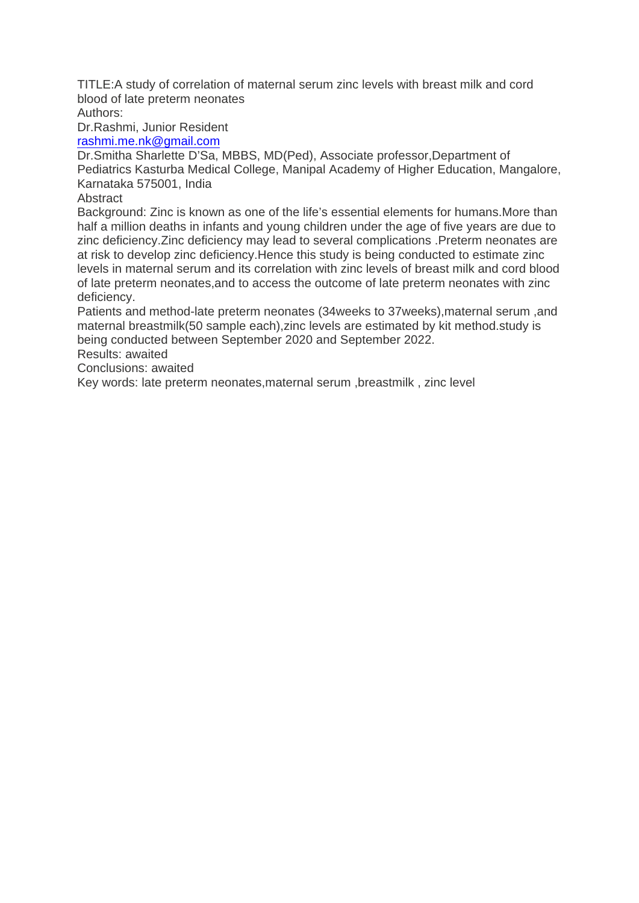TITLE:A study of correlation of maternal serum zinc levels with breast milk and cord blood of late preterm neonates

Authors:

Dr.Rashmi, Junior Resident

rashmi.me.nk@gmail.com

Dr.Smitha Sharlette D'Sa, MBBS, MD(Ped), Associate professor,Department of Pediatrics Kasturba Medical College, Manipal Academy of Higher Education, Mangalore, Karnataka 575001, India

Abstract

Background: Zinc is known as one of the life's essential elements for humans.More than half a million deaths in infants and young children under the age of five years are due to zinc deficiency.Zinc deficiency may lead to several complications .Preterm neonates are at risk to develop zinc deficiency.Hence this study is being conducted to estimate zinc levels in maternal serum and its correlation with zinc levels of breast milk and cord blood of late preterm neonates,and to access the outcome of late preterm neonates with zinc deficiency.

Patients and method-late preterm neonates (34weeks to 37weeks),maternal serum ,and maternal breastmilk(50 sample each),zinc levels are estimated by kit method.study is being conducted between September 2020 and September 2022.

Results: awaited

Conclusions: awaited

Key words: late preterm neonates,maternal serum ,breastmilk , zinc level